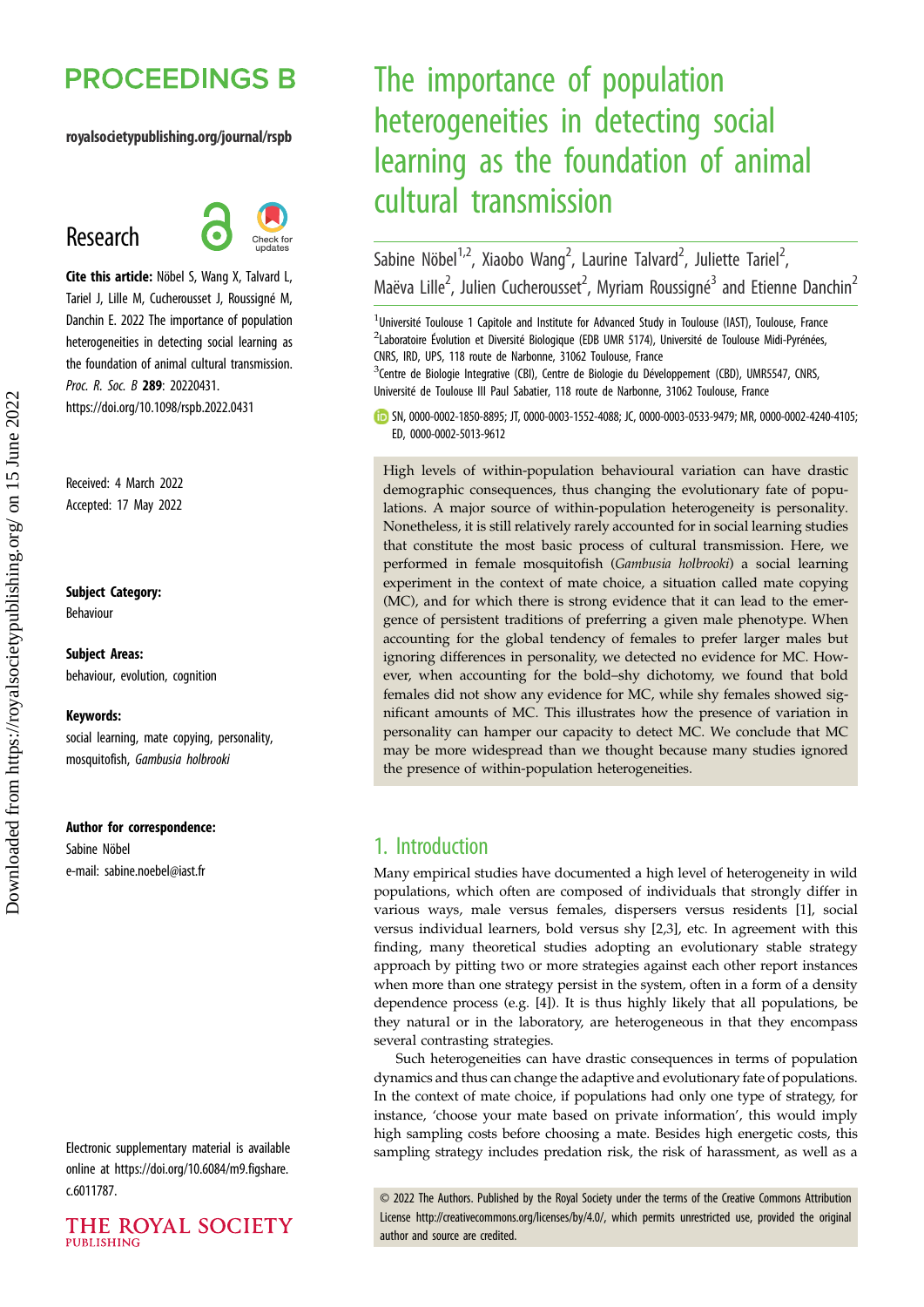# The importance of population heterogeneities in detecting social learning as the foundation of animal cultural transmission

Sabine Nöbel[1,2], Xiaobo Wang[2], Laurine Talvard[2], Juliette Tariel[2], Maëva Lille[2], Julien Cucherousset[2], Myriam Roussigné[3] and Etienne Danchin[2]

[1]Université Toulouse 1 Capitole and Institute for Advanced Study in Toulouse (IAST), Toulouse, France
[2]Laboratoire Évolution et Diversité Biologique (EDB UMR 5174), Université de Toulouse Midi-Pyrénées, CNRS, IRD, UPS, 118 route de Narbonne, 31062 Toulouse, France
[3]Centre de Biologie Integrative (CBI), Centre de Biologie du Développement (CBD), UMR5547, CNRS, Université de Toulouse III Paul Sabatier, 118 route de Narbonne, 31062 Toulouse, France

SN, 0000-0002-1850-8895; JT, 0000-0003-1552-4088; JC, 0000-0003-0533-9479; MR, 0000-0002-4240-4105; ED, 0000-0002-5013-9612

Research

**Cite this article:** Nöbel S, Wang X, Talvard L, Tariel J, Lille M, Cucherousset J, Roussigné M, Danchin E. 2022 The importance of population heterogeneities in detecting social learning as the foundation of animal cultural transmission. *Proc. R. Soc. B* **289**: 20220431. https://doi.org/10.1098/rspb.2022.0431

Received: 4 March 2022
Accepted: 17 May 2022

**Subject Category:**
Behaviour

**Subject Areas:**
behaviour, evolution, cognition

**Keywords:**
social learning, mate copying, personality, mosquitofish, *Gambusia holbrooki*

**Author for correspondence:**
Sabine Nöbel
e-mail: sabine.noebel@iast.fr

Electronic supplementary material is available online at https://doi.org/10.6084/m9.figshare.c.6011787.

High levels of within-population behavioural variation can have drastic demographic consequences, thus changing the evolutionary fate of populations. A major source of within-population heterogeneity is personality. Nonetheless, it is still relatively rarely accounted for in social learning studies that constitute the most basic process of cultural transmission. Here, we performed in female mosquitofish (*Gambusia holbrooki*) a social learning experiment in the context of mate choice, a situation called mate copying (MC), and for which there is strong evidence that it can lead to the emergence of persistent traditions of preferring a given male phenotype. When accounting for the global tendency of females to prefer larger males but ignoring differences in personality, we detected no evidence for MC. However, when accounting for the bold–shy dichotomy, we found that bold females did not show any evidence for MC, while shy females showed significant amounts of MC. This illustrates how the presence of variation in personality can hamper our capacity to detect MC. We conclude that MC may be more widespread than we thought because many studies ignored the presence of within-population heterogeneities.

## 1. Introduction

Many empirical studies have documented a high level of heterogeneity in wild populations, which often are composed of individuals that strongly differ in various ways, male versus females, dispersers versus residents [1], social versus individual learners, bold versus shy [2,3], etc. In agreement with this finding, many theoretical studies adopting an evolutionary stable strategy approach by pitting two or more strategies against each other report instances when more than one strategy persist in the system, often in a form of a density dependence process (e.g. [4]). It is thus highly likely that all populations, be they natural or in the laboratory, are heterogeneous in that they encompass several contrasting strategies.

Such heterogeneities can have drastic consequences in terms of population dynamics and thus can change the adaptive and evolutionary fate of populations. In the context of mate choice, if populations had only one type of strategy, for instance, 'choose your mate based on private information', this would imply high sampling costs before choosing a mate. Besides high energetic costs, this sampling strategy includes predation risk, the risk of harassment, as well as a

© 2022 The Authors. Published by the Royal Society under the terms of the Creative Commons Attribution License http://creativecommons.org/licenses/by/4.0/, which permits unrestricted use, provided the original author and source are credited.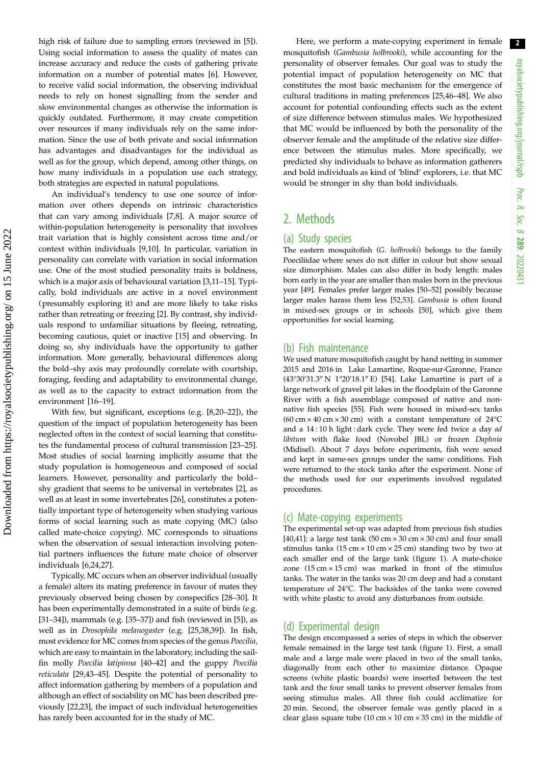high risk of failure due to sampling errors (reviewed in [5]). Using social information to assess the quality of mates can increase accuracy and reduce the costs of gathering private information on a number of potential mates [6]. However, to receive valid social information, the observing individual needs to rely on honest signalling from the sender and slow environmental changes as otherwise the information is quickly outdated. Furthermore, it may create competition over resources if many individuals rely on the same information. Since the use of both private and social information has advantages and disadvantages for the individual as well as for the group, which depend, among other things, on how many individuals in a population use each strategy, both strategies are expected in natural populations.

An individual's tendency to use one source of information over others depends on intrinsic characteristics that can vary among individuals [7,8]. A major source of within-population heterogeneity is personality that involves trait variation that is highly consistent across time and/or context within individuals [9,10]. In particular, variation in personality can correlate with variation in social information use. One of the most studied personality traits is boldness, which is a major axis of behavioural variation [3,11–15]. Typically, bold individuals are active in a novel environment (presumably exploring it) and are more likely to take risks rather than retreating or freezing [2]. By contrast, shy individuals respond to unfamiliar situations by fleeing, retreating, becoming cautious, quiet or inactive [15] and observing. In doing so, shy individuals have the opportunity to gather information. More generally, behavioural differences along the bold–shy axis may profoundly correlate with courtship, foraging, feeding and adaptability to environmental change, as well as to the capacity to extract information from the environment [16–19].

With few, but significant, exceptions (e.g. [8,20–22]), the question of the impact of population heterogeneity has been neglected often in the context of social learning that constitutes the fundamental process of cultural transmission [23–25]. Most studies of social learning implicitly assume that the study population is homogeneous and composed of social learners. However, personality and particularly the bold–shy gradient that seems to be universal in vertebrates [2], as well as at least in some invertebrates [26], constitutes a potentially important type of heterogeneity when studying various forms of social learning such as mate copying (MC) (also called mate-choice copying). MC corresponds to situations when the observation of sexual interaction involving potential partners influences the future mate choice of observer individuals [6,24,27].

Typically, MC occurs when an observer individual (usually a female) alters its mating preference in favour of mates they previously observed being chosen by conspecifics [28–30]. It has been experimentally demonstrated in a suite of birds (e.g. [31–34]), mammals (e.g. [35–37]) and fish (reviewed in [5]), as well as in *Drosophila melanogaster* (e.g. [25,38,39]). In fish, most evidence for MC comes from species of the genus *Poecilia*, which are easy to maintain in the laboratory, including the sailfin molly *Poecilia latipinna* [40–42] and the guppy *Poecilia reticulata* [29,43–45]. Despite the potential of personality to affect information gathering by members of a population and although an effect of sociability on MC has been described previously [22,23], the impact of such individual heterogeneities has rarely been accounted for in the study of MC.

Here, we perform a mate-copying experiment in female mosquitofish (*Gambusia holbrooki*), while accounting for the personality of observer females. Our goal was to study the potential impact of population heterogeneity on MC that constitutes the most basic mechanism for the emergence of cultural traditions in mating preferences [25,46–48]. We also account for potential confounding effects such as the extent of size difference between stimulus males. We hypothesized that MC would be influenced by both the personality of the observer female and the amplitude of the relative size difference between the stimulus males. More specifically, we predicted shy individuals to behave as information gatherers and bold individuals as kind of 'blind' explorers, i.e. that MC would be stronger in shy than bold individuals.

## 2. Methods

### (a) Study species

The eastern mosquitofish (*G. holbrooki*) belongs to the family Poeciliidae where sexes do not differ in colour but show sexual size dimorphism. Males can also differ in body length: males born early in the year are smaller than males born in the previous year [49]. Females prefer larger males [50–52] possibly because larger males harass them less [52,53]. *Gambusia* is often found in mixed-sex groups or in schools [50], which give them opportunities for social learning.

### (b) Fish maintenance

We used mature mosquitofish caught by hand netting in summer 2015 and 2016 in Lake Lamartine, Roque-sur-Garonne, France (43°30′31.3″ N 1°20′18.1″ E) [54]. Lake Lamartine is part of a large network of gravel pit lakes in the floodplain of the Garonne River with a fish assemblage composed of native and non-native fish species [55]. Fish were housed in mixed-sex tanks (60 cm × 40 cm × 30 cm) with a constant temperature of 24°C and a 14 : 10 h light : dark cycle. They were fed twice a day *ad libitum* with flake food (Novobel JBL) or frozen *Daphnia* (Midisel). About 7 days before experiments, fish were sexed and kept in same-sex groups under the same conditions. Fish were returned to the stock tanks after the experiment. None of the methods used for our experiments involved regulated procedures.

### (c) Mate-copying experiments

The experimental set-up was adapted from previous fish studies [40,41]: a large test tank (50 cm × 30 cm × 30 cm) and four small stimulus tanks (15 cm × 10 cm × 25 cm) standing two by two at each smaller end of the large tank (figure 1). A mate-choice zone (15 cm × 15 cm) was marked in front of the stimulus tanks. The water in the tanks was 20 cm deep and had a constant temperature of 24°C. The backsides of the tanks were covered with white plastic to avoid any disturbances from outside.

### (d) Experimental design

The design encompassed a series of steps in which the observer female remained in the large test tank (figure 1). First, a small male and a large male were placed in two of the small tanks, diagonally from each other to maximize distance. Opaque screens (white plastic boards) were inserted between the test tank and the four small tanks to prevent observer females from seeing stimulus males. All three fish could acclimatize for 20 min. Second, the observer female was gently placed in a clear glass square tube (10 cm × 10 cm × 35 cm) in the middle of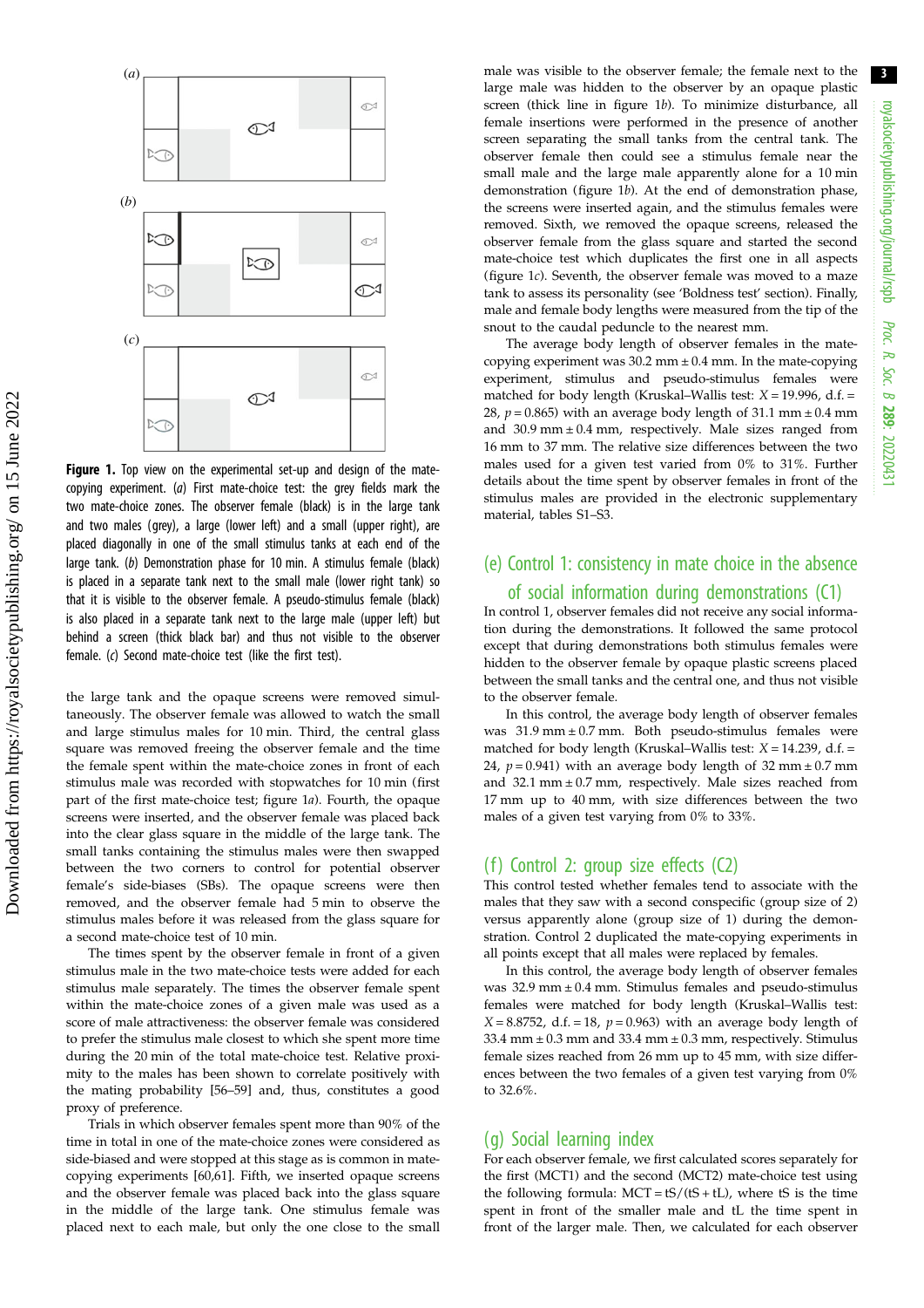**Figure 1.** Top view on the experimental set-up and design of the mate-copying experiment. (*a*) First mate-choice test: the grey fields mark the two mate-choice zones. The observer female (black) is in the large tank and two males (grey), a large (lower left) and a small (upper right), are placed diagonally in one of the small stimulus tanks at each end of the large tank. (*b*) Demonstration phase for 10 min. A stimulus female (black) is placed in a separate tank next to the small male (lower right tank) so that it is visible to the observer female. A pseudo-stimulus female (black) is also placed in a separate tank next to the large male (upper left) but behind a screen (thick black bar) and thus not visible to the observer female. (*c*) Second mate-choice test (like the first test).

the large tank and the opaque screens were removed simultaneously. The observer female was allowed to watch the small and large stimulus males for 10 min. Third, the central glass square was removed freeing the observer female and the time the female spent within the mate-choice zones in front of each stimulus male was recorded with stopwatches for 10 min (first part of the first mate-choice test; figure 1*a*). Fourth, the opaque screens were inserted, and the observer female was placed back into the clear glass square in the middle of the large tank. The small tanks containing the stimulus males were then swapped between the two corners to control for potential observer female's side-biases (SBs). The opaque screens were then removed, and the observer female had 5 min to observe the stimulus males before it was released from the glass square for a second mate-choice test of 10 min.

The times spent by the observer female in front of a given stimulus male in the two mate-choice tests were added for each stimulus male separately. The times the observer female spent within the mate-choice zones of a given male was used as a score of male attractiveness: the observer female was considered to prefer the stimulus male closest to which she spent more time during the 20 min of the total mate-choice test. Relative proximity to the males has been shown to correlate positively with the mating probability [56–59] and, thus, constitutes a good proxy of preference.

Trials in which observer females spent more than 90% of the time in total in one of the mate-choice zones were considered as side-biased and were stopped at this stage as is common in mate-copying experiments [60,61]. Fifth, we inserted opaque screens and the observer female was placed back into the glass square in the middle of the large tank. One stimulus female was placed next to each male, but only the one close to the small male was visible to the observer female; the female next to the large male was hidden to the observer by an opaque plastic screen (thick line in figure 1*b*). To minimize disturbance, all female insertions were performed in the presence of another screen separating the small tanks from the central tank. The observer female then could see a stimulus female near the small male and the large male apparently alone for a 10 min demonstration (figure 1*b*). At the end of demonstration phase, the screens were inserted again, and the stimulus females were removed. Sixth, we removed the opaque screens, released the observer female from the glass square and started the second mate-choice test which duplicates the first one in all aspects (figure 1*c*). Seventh, the observer female was moved to a maze tank to assess its personality (see 'Boldness test' section). Finally, male and female body lengths were measured from the tip of the snout to the caudal peduncle to the nearest mm.

The average body length of observer females in the mate-copying experiment was 30.2 mm ± 0.4 mm. In the mate-copying experiment, stimulus and pseudo-stimulus females were matched for body length (Kruskal–Wallis test: $X = 19.996$, d.f. = 28, $p = 0.865$) with an average body length of 31.1 mm ± 0.4 mm and 30.9 mm ± 0.4 mm, respectively. Male sizes ranged from 16 mm to 37 mm. The relative size differences between the two males used for a given test varied from 0% to 31%. Further details about the time spent by observer females in front of the stimulus males are provided in the electronic supplementary material, tables S1–S3.

## (e) Control 1: consistency in mate choice in the absence of social information during demonstrations (C1)

In control 1, observer females did not receive any social information during the demonstrations. It followed the same protocol except that during demonstrations both stimulus females were hidden to the observer female by opaque plastic screens placed between the small tanks and the central one, and thus not visible to the observer female.

In this control, the average body length of observer females was 31.9 mm ± 0.7 mm. Both pseudo-stimulus females were matched for body length (Kruskal–Wallis test: $X = 14.239$, d.f. = 24, $p = 0.941$) with an average body length of 32 mm ± 0.7 mm and 32.1 mm ± 0.7 mm, respectively. Male sizes reached from 17 mm up to 40 mm, with size differences between the two males of a given test varying from 0% to 33%.

## (f) Control 2: group size effects (C2)

This control tested whether females tend to associate with the males that they saw with a second conspecific (group size of 2) versus apparently alone (group size of 1) during the demonstration. Control 2 duplicated the mate-copying experiments in all points except that all males were replaced by females.

In this control, the average body length of observer females was 32.9 mm ± 0.4 mm. Stimulus females and pseudo-stimulus females were matched for body length (Kruskal–Wallis test: $X = 8.8752$, d.f. = 18, $p = 0.963$) with an average body length of 33.4 mm ± 0.3 mm and 33.4 mm ± 0.3 mm, respectively. Stimulus female sizes reached from 26 mm up to 45 mm, with size differences between the two females of a given test varying from 0% to 32.6%.

## (g) Social learning index

For each observer female, we first calculated scores separately for the first (MCT1) and the second (MCT2) mate-choice test using the following formula: $\mathrm{MCT} = \mathrm{tS}/(\mathrm{tS} + \mathrm{tL})$, where tS is the time spent in front of the smaller male and tL the time spent in front of the larger male. Then, we calculated for each observer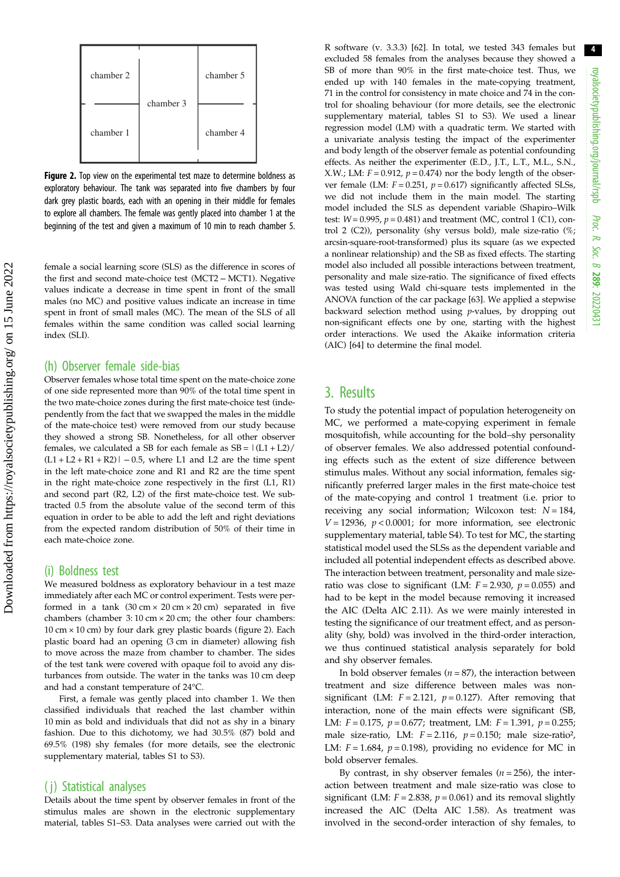chamber 2 | chamber 3 | chamber 5
chamber 1 | | chamber 4

**Figure 2.** Top view on the experimental test maze to determine boldness as exploratory behaviour. The tank was separated into five chambers by four dark grey plastic boards, each with an opening in their middle for females to explore all chambers. The female was gently placed into chamber 1 at the beginning of the test and given a maximum of 10 min to reach chamber 5.

female a social learning score (SLS) as the difference in scores of the first and second mate-choice test (MCT2 − MCT1). Negative values indicate a decrease in time spent in front of the small males (no MC) and positive values indicate an increase in time spent in front of small males (MC). The mean of the SLS of all females within the same condition was called social learning index (SLI).

## (h) Observer female side-bias

Observer females whose total time spent on the mate-choice zone of one side represented more than 90% of the total time spent in the two mate-choice zones during the first mate-choice test (independently from the fact that we swapped the males in the middle of the mate-choice test) were removed from our study because they showed a strong SB. Nonetheless, for all other observer females, we calculated a SB for each female as $SB = |(L1 + L2)/(L1 + L2 + R1 + R2)| - 0.5$, where L1 and L2 are the time spent in the left mate-choice zone and R1 and R2 are the time spent in the right mate-choice zone respectively in the first (L1, R1) and second part (R2, L2) of the first mate-choice test. We subtracted 0.5 from the absolute value of the second term of this equation in order to be able to add the left and right deviations from the expected random distribution of 50% of their time in each mate-choice zone.

## (i) Boldness test

We measured boldness as exploratory behaviour in a test maze immediately after each MC or control experiment. Tests were performed in a tank (30 cm × 20 cm × 20 cm) separated in five chambers (chamber 3: 10 cm × 20 cm; the other four chambers: 10 cm × 10 cm) by four dark grey plastic boards (figure 2). Each plastic board had an opening (3 cm in diameter) allowing fish to move across the maze from chamber to chamber. The sides of the test tank were covered with opaque foil to avoid any disturbances from outside. The water in the tanks was 10 cm deep and had a constant temperature of 24°C.

First, a female was gently placed into chamber 1. We then classified individuals that reached the last chamber within 10 min as bold and individuals that did not as shy in a binary fashion. Due to this dichotomy, we had 30.5% (87) bold and 69.5% (198) shy females (for more details, see the electronic supplementary material, tables S1 to S3).

## (j) Statistical analyses

Details about the time spent by observer females in front of the stimulus males are shown in the electronic supplementary material, tables S1–S3. Data analyses were carried out with the R software (v. 3.3.3) [62]. In total, we tested 343 females but excluded 58 females from the analyses because they showed a SB of more than 90% in the first mate-choice test. Thus, we ended up with 140 females in the mate-copying treatment, 71 in the control for consistency in mate choice and 74 in the control for shoaling behaviour (for more details, see the electronic supplementary material, tables S1 to S3). We used a linear regression model (LM) with a quadratic term. We started with a univariate analysis testing the impact of the experimenter and body length of the observer female as potential confounding effects. As neither the experimenter (E.D., J.T., L.T., M.L., S.N., X.W.; LM: $F = 0.912$, $p = 0.474$) nor the body length of the observer female (LM: $F = 0.251$, $p = 0.617$) significantly affected SLSs, we did not include them in the main model. The starting model included the SLS as dependent variable (Shapiro–Wilk test: $W = 0.995$, $p = 0.481$) and treatment (MC, control 1 (C1), control 2 (C2)), personality (shy versus bold), male size-ratio (%; arcsin-square-root-transformed) plus its square (as we expected a nonlinear relationship) and the SB as fixed effects. The starting model also included all possible interactions between treatment, personality and male size-ratio. The significance of fixed effects was tested using Wald chi-square tests implemented in the ANOVA function of the car package [63]. We applied a stepwise backward selection method using *p*-values, by dropping out non-significant effects one by one, starting with the highest order interactions. We used the Akaike information criteria (AIC) [64] to determine the final model.

# 3. Results

To study the potential impact of population heterogeneity on MC, we performed a mate-copying experiment in female mosquitofish, while accounting for the bold–shy personality of observer females. We also addressed potential confounding effects such as the extent of size difference between stimulus males. Without any social information, females significantly preferred larger males in the first mate-choice test of the mate-copying and control 1 treatment (i.e. prior to receiving any social information; Wilcoxon test: $N = 184$, $V = 12936$, $p < 0.0001$; for more information, see electronic supplementary material, table S4). To test for MC, the starting statistical model used the SLSs as the dependent variable and included all potential independent effects as described above. The interaction between treatment, personality and male size-ratio was close to significant (LM: $F = 2.930$, $p = 0.055$) and had to be kept in the model because removing it increased the AIC (Delta AIC 2.11). As we were mainly interested in testing the significance of our treatment effect, and as personality (shy, bold) was involved in the third-order interaction, we thus continued statistical analysis separately for bold and shy observer females.

In bold observer females ($n = 87$), the interaction between treatment and size difference between males was non-significant (LM: $F = 2.121$, $p = 0.127$). After removing that interaction, none of the main effects were significant (SB, LM: $F = 0.175$, $p = 0.677$; treatment, LM: $F = 1.391$, $p = 0.255$; male size-ratio, LM: $F = 2.116$, $p = 0.150$; male size-ratio², LM: $F = 1.684$, $p = 0.198$), providing no evidence for MC in bold observer females.

By contrast, in shy observer females ($n = 256$), the interaction between treatment and male size-ratio was close to significant (LM: $F = 2.838$, $p = 0.061$) and its removal slightly increased the AIC (Delta AIC 1.58). As treatment was involved in the second-order interaction of shy females, to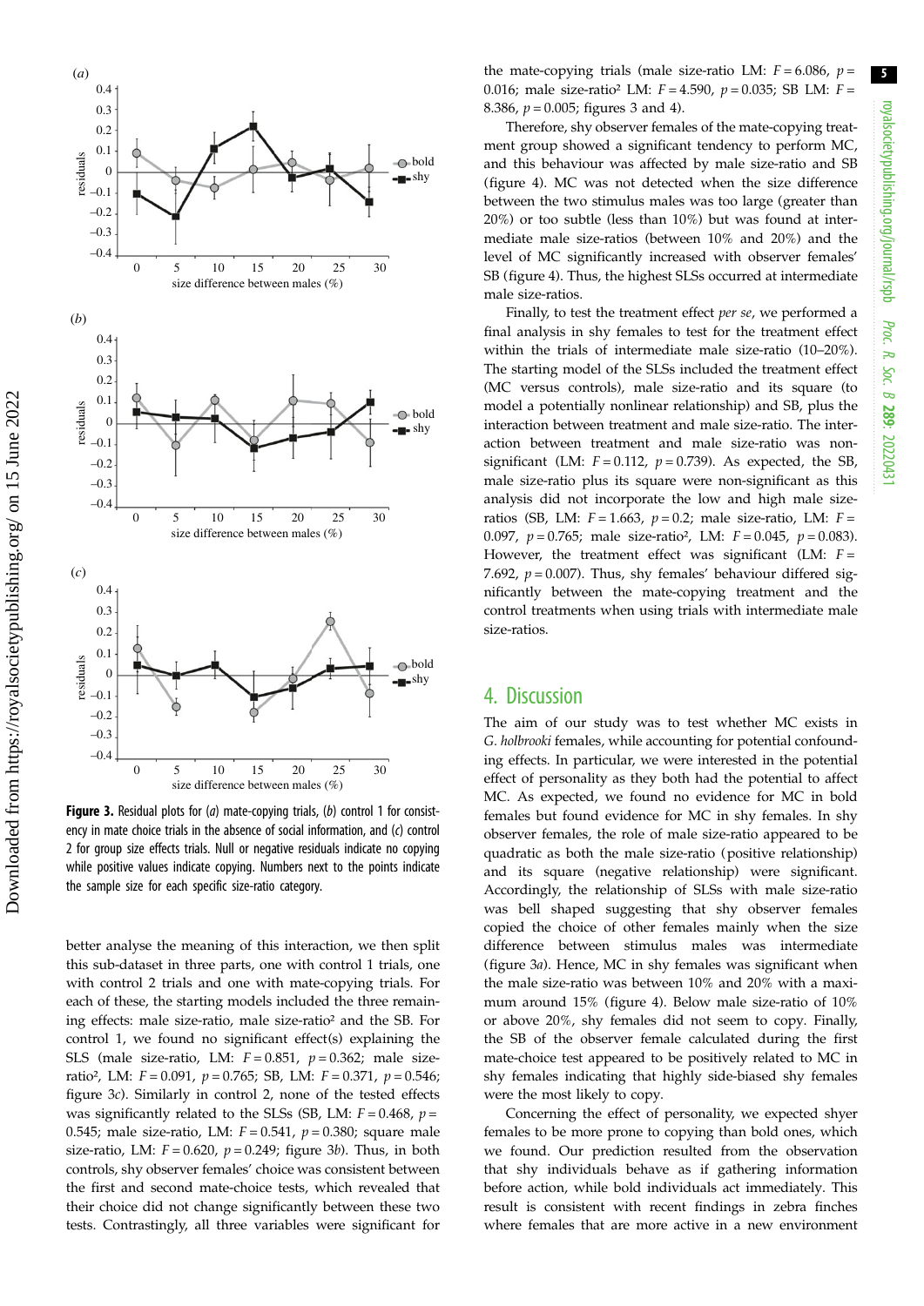**Figure 3.** Residual plots for (*a*) mate-copying trials, (*b*) control 1 for consistency in mate choice trials in the absence of social information, and (*c*) control 2 for group size effects trials. Null or negative residuals indicate no copying while positive values indicate copying. Numbers next to the points indicate the sample size for each specific size-ratio category.

better analyse the meaning of this interaction, we then split this sub-dataset in three parts, one with control 1 trials, one with control 2 trials and one with mate-copying trials. For each of these, the starting models included the three remaining effects: male size-ratio, male size-ratio² and the SB. For control 1, we found no significant effect(s) explaining the SLS (male size-ratio, LM: $F = 0.851$, $p = 0.362$; male size-ratio², LM: $F = 0.091$, $p = 0.765$; SB, LM: $F = 0.371$, $p = 0.546$; figure 3*c*). Similarly in control 2, none of the tested effects was significantly related to the SLSs (SB, LM: $F = 0.468$, $p = 0.545$; male size-ratio, LM: $F = 0.541$, $p = 0.380$; square male size-ratio, LM: $F = 0.620$, $p = 0.249$; figure 3*b*). Thus, in both controls, shy observer females' choice was consistent between the first and second mate-choice tests, which revealed that their choice did not change significantly between these two tests. Contrastingly, all three variables were significant for the mate-copying trials (male size-ratio LM: $F = 6.086$, $p = 0.016$; male size-ratio² LM: $F = 4.590$, $p = 0.035$; SB LM: $F = 8.386$, $p = 0.005$; figures 3 and 4).

Therefore, shy observer females of the mate-copying treatment group showed a significant tendency to perform MC, and this behaviour was affected by male size-ratio and SB (figure 4). MC was not detected when the size difference between the two stimulus males was too large (greater than 20%) or too subtle (less than 10%) but was found at intermediate male size-ratios (between 10% and 20%) and the level of MC significantly increased with observer females' SB (figure 4). Thus, the highest SLSs occurred at intermediate male size-ratios.

Finally, to test the treatment effect *per se*, we performed a final analysis in shy females to test for the treatment effect within the trials of intermediate male size-ratio (10–20%). The starting model of the SLSs included the treatment effect (MC versus controls), male size-ratio and its square (to model a potentially nonlinear relationship) and SB, plus the interaction between treatment and male size-ratio. The interaction between treatment and male size-ratio was non-significant (LM: $F = 0.112$, $p = 0.739$). As expected, the SB, male size-ratio plus its square were non-significant as this analysis did not incorporate the low and high male size-ratios (SB, LM: $F = 1.663$, $p = 0.2$; male size-ratio, LM: $F = 0.097$, $p = 0.765$; male size-ratio², LM: $F = 0.045$, $p = 0.083$). However, the treatment effect was significant (LM: $F = 7.692$, $p = 0.007$). Thus, shy females' behaviour differed significantly between the mate-copying treatment and the control treatments when using trials with intermediate male size-ratios.

## 4. Discussion

The aim of our study was to test whether MC exists in *G. holbrooki* females, while accounting for potential confounding effects. In particular, we were interested in the potential effect of personality as they both had the potential to affect MC. As expected, we found no evidence for MC in bold females but found evidence for MC in shy females. In shy observer females, the role of male size-ratio appeared to be quadratic as both the male size-ratio (positive relationship) and its square (negative relationship) were significant. Accordingly, the relationship of SLSs with male size-ratio was bell shaped suggesting that shy observer females copied the choice of other females mainly when the size difference between stimulus males was intermediate (figure 3*a*). Hence, MC in shy females was significant when the male size-ratio was between 10% and 20% with a maximum around 15% (figure 4). Below male size-ratio of 10% or above 20%, shy females did not seem to copy. Finally, the SB of the observer female calculated during the first mate-choice test appeared to be positively related to MC in shy females indicating that highly side-biased shy females were the most likely to copy.

Concerning the effect of personality, we expected shyer females to be more prone to copying than bold ones, which we found. Our prediction resulted from the observation that shy individuals behave as if gathering information before action, while bold individuals act immediately. This result is consistent with recent findings in zebra finches where females that are more active in a new environment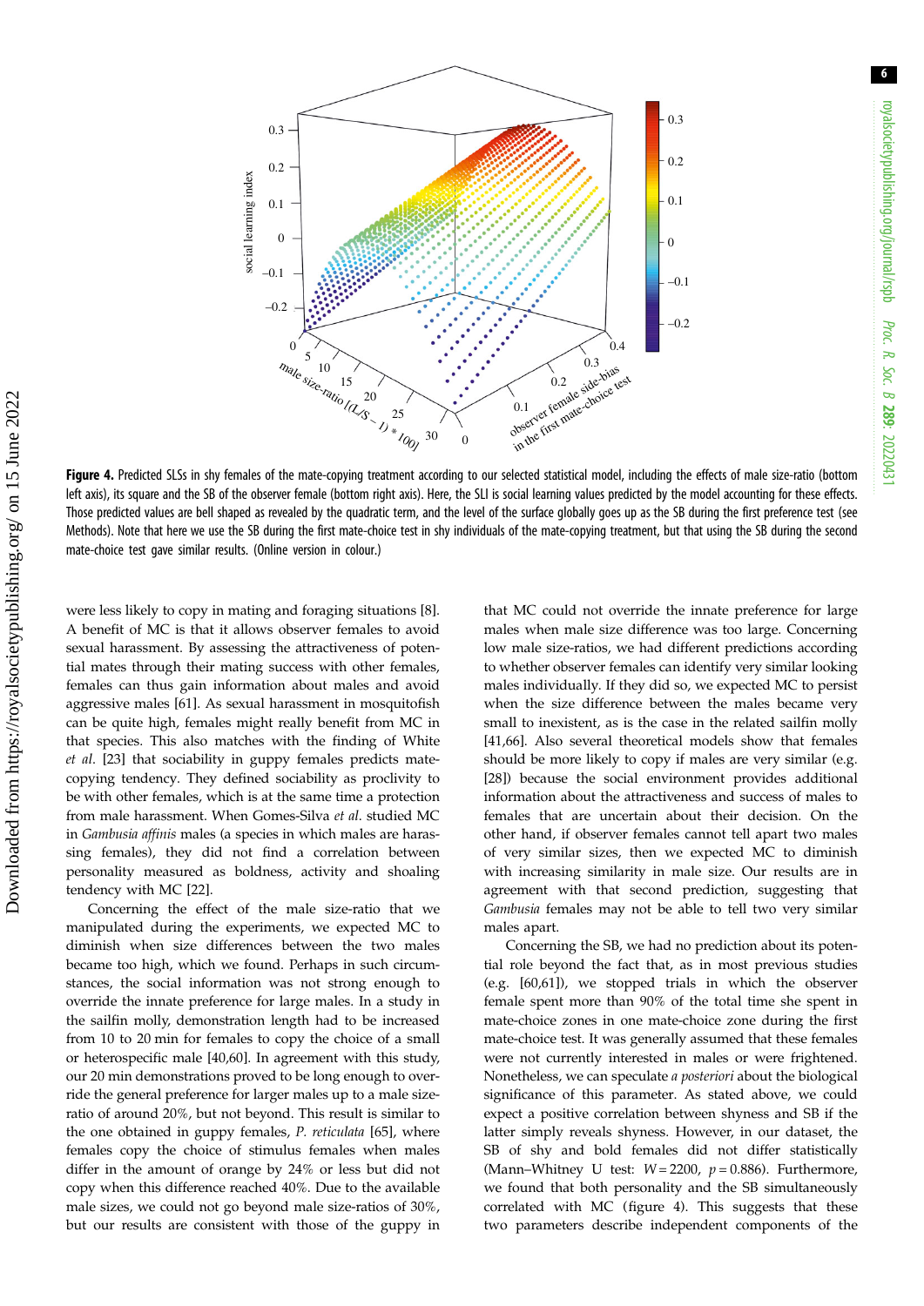**Figure 4.** Predicted SLSs in shy females of the mate-copying treatment according to our selected statistical model, including the effects of male size-ratio (bottom left axis), its square and the SB of the observer female (bottom right axis). Here, the SLI is social learning values predicted by the model accounting for these effects. Those predicted values are bell shaped as revealed by the quadratic term, and the level of the surface globally goes up as the SB during the first preference test (see Methods). Note that here we use the SB during the first mate-choice test in shy individuals of the mate-copying treatment, but that using the SB during the second mate-choice test gave similar results. (Online version in colour.)

were less likely to copy in mating and foraging situations [8]. A benefit of MC is that it allows observer females to avoid sexual harassment. By assessing the attractiveness of potential mates through their mating success with other females, females can thus gain information about males and avoid aggressive males [61]. As sexual harassment in mosquitofish can be quite high, females might really benefit from MC in that species. This also matches with the finding of White *et al.* [23] that sociability in guppy females predicts mate-copying tendency. They defined sociability as proclivity to be with other females, which is at the same time a protection from male harassment. When Gomes-Silva *et al.* studied MC in *Gambusia affinis* males (a species in which males are harassing females), they did not find a correlation between personality measured as boldness, activity and shoaling tendency with MC [22].

Concerning the effect of the male size-ratio that we manipulated during the experiments, we expected MC to diminish when size differences between the two males became too high, which we found. Perhaps in such circumstances, the social information was not strong enough to override the innate preference for large males. In a study in the sailfin molly, demonstration length had to be increased from 10 to 20 min for females to copy the choice of a small or heterospecific male [40,60]. In agreement with this study, our 20 min demonstrations proved to be long enough to override the general preference for larger males up to a male size-ratio of around 20%, but not beyond. This result is similar to the one obtained in guppy females, *P. reticulata* [65], where females copy the choice of stimulus females when males differ in the amount of orange by 24% or less but did not copy when this difference reached 40%. Due to the available male sizes, we could not go beyond male size-ratios of 30%, but our results are consistent with those of the guppy in that MC could not override the innate preference for large males when male size difference was too large. Concerning low male size-ratios, we had different predictions according to whether observer females can identify very similar looking males individually. If they did so, we expected MC to persist when the size difference between the males became very small to inexistent, as is the case in the related sailfin molly [41,66]. Also several theoretical models show that females should be more likely to copy if males are very similar (e.g. [28]) because the social environment provides additional information about the attractiveness and success of males to females that are uncertain about their decision. On the other hand, if observer females cannot tell apart two males of very similar sizes, then we expected MC to diminish with increasing similarity in male size. Our results are in agreement with that second prediction, suggesting that *Gambusia* females may not be able to tell two very similar males apart.

Concerning the SB, we had no prediction about its potential role beyond the fact that, as in most previous studies (e.g. [60,61]), we stopped trials in which the observer female spent more than 90% of the total time she spent in mate-choice zones in one mate-choice zone during the first mate-choice test. It was generally assumed that these females were not currently interested in males or were frightened. Nonetheless, we can speculate *a posteriori* about the biological significance of this parameter. As stated above, we could expect a positive correlation between shyness and SB if the latter simply reveals shyness. However, in our dataset, the SB of shy and bold females did not differ statistically (Mann–Whitney U test: $W = 2200$, $p = 0.886$). Furthermore, we found that both personality and the SB simultaneously correlated with MC (figure 4). This suggests that these two parameters describe independent components of the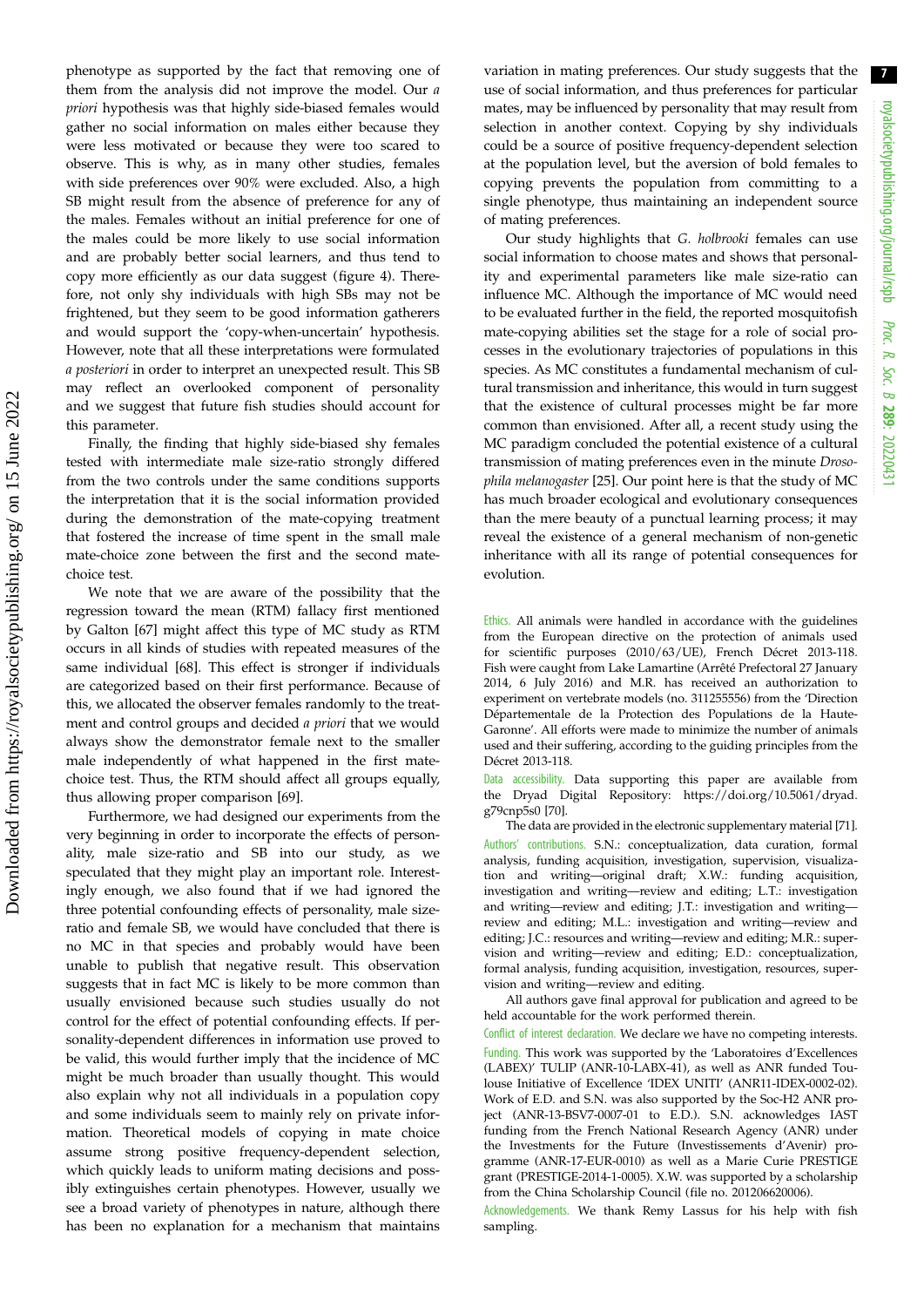phenotype as supported by the fact that removing one of them from the analysis did not improve the model. Our *a priori* hypothesis was that highly side-biased females would gather no social information on males either because they were less motivated or because they were too scared to observe. This is why, as in many other studies, females with side preferences over 90% were excluded. Also, a high SB might result from the absence of preference for any of the males. Females without an initial preference for one of the males could be more likely to use social information and are probably better social learners, and thus tend to copy more efficiently as our data suggest (figure 4). Therefore, not only shy individuals with high SBs may not be frightened, but they seem to be good information gatherers and would support the 'copy-when-uncertain' hypothesis. However, note that all these interpretations were formulated *a posteriori* in order to interpret an unexpected result. This SB may reflect an overlooked component of personality and we suggest that future fish studies should account for this parameter.

Finally, the finding that highly side-biased shy females tested with intermediate male size-ratio strongly differed from the two controls under the same conditions supports the interpretation that it is the social information provided during the demonstration of the mate-copying treatment that fostered the increase of time spent in the small male mate-choice zone between the first and the second mate-choice test.

We note that we are aware of the possibility that the regression toward the mean (RTM) fallacy first mentioned by Galton [67] might affect this type of MC study as RTM occurs in all kinds of studies with repeated measures of the same individual [68]. This effect is stronger if individuals are categorized based on their first performance. Because of this, we allocated the observer females randomly to the treatment and control groups and decided *a priori* that we would always show the demonstrator female next to the smaller male independently of what happened in the first mate-choice test. Thus, the RTM should affect all groups equally, thus allowing proper comparison [69].

Furthermore, we had designed our experiments from the very beginning in order to incorporate the effects of personality, male size-ratio and SB into our study, as we speculated that they might play an important role. Interestingly enough, we also found that if we had ignored the three potential confounding effects of personality, male size-ratio and female SB, we would have concluded that there is no MC in that species and probably would have been unable to publish that negative result. This observation suggests that in fact MC is likely to be more common than usually envisioned because such studies usually do not control for the effect of potential confounding effects. If personality-dependent differences in information use proved to be valid, this would further imply that the incidence of MC might be much broader than usually thought. This would also explain why not all individuals in a population copy and some individuals seem to mainly rely on private information. Theoretical models of copying in mate choice assume strong positive frequency-dependent selection, which quickly leads to uniform mating decisions and possibly extinguishes certain phenotypes. However, usually we see a broad variety of phenotypes in nature, although there has been no explanation for a mechanism that maintains variation in mating preferences. Our study suggests that the use of social information, and thus preferences for particular mates, may be influenced by personality that may result from selection in another context. Copying by shy individuals could be a source of positive frequency-dependent selection at the population level, but the aversion of bold females to copying prevents the population from committing to a single phenotype, thus maintaining an independent source of mating preferences.

Our study highlights that *G. holbrooki* females can use social information to choose mates and shows that personality and experimental parameters like male size-ratio can influence MC. Although the importance of MC would need to be evaluated further in the field, the reported mosquitofish mate-copying abilities set the stage for a role of social processes in the evolutionary trajectories of populations in this species. As MC constitutes a fundamental mechanism of cultural transmission and inheritance, this would in turn suggest that the existence of cultural processes might be far more common than envisioned. After all, a recent study using the MC paradigm concluded the potential existence of a cultural transmission of mating preferences even in the minute *Drosophila melanogaster* [25]. Our point here is that the study of MC has much broader ecological and evolutionary consequences than the mere beauty of a punctual learning process; it may reveal the existence of a general mechanism of non-genetic inheritance with all its range of potential consequences for evolution.

Ethics. All animals were handled in accordance with the guidelines from the European directive on the protection of animals used for scientific purposes (2010/63/UE), French Décret 2013-118. Fish were caught from Lake Lamartine (Arrêté Prefectoral 27 January 2014, 6 July 2016) and M.R. has received an authorization to experiment on vertebrate models (no. 311255556) from the 'Direction Départementale de la Protection des Populations de la Haute-Garonne'. All efforts were made to minimize the number of animals used and their suffering, according to the guiding principles from the Décret 2013-118.

Data accessibility. Data supporting this paper are available from the Dryad Digital Repository: https://doi.org/10.5061/dryad.g79cnp5s0 [70].

The data are provided in the electronic supplementary material [71].

Authors' contributions. S.N.: conceptualization, data curation, formal analysis, funding acquisition, investigation, supervision, visualization and writing—original draft; X.W.: funding acquisition, investigation and writing—review and editing; L.T.: investigation and writing—review and editing; J.T.: investigation and writing—review and editing; M.L.: investigation and writing—review and editing; J.C.: resources and writing—review and editing; M.R.: supervision and writing—review and editing; E.D.: conceptualization, formal analysis, funding acquisition, investigation, resources, supervision and writing—review and editing.

All authors gave final approval for publication and agreed to be held accountable for the work performed therein.

Conflict of interest declaration. We declare we have no competing interests.

Funding. This work was supported by the 'Laboratoires d'Excellences (LABEX)' TULIP (ANR-10-LABX-41), as well as ANR funded Toulouse Initiative of Excellence 'IDEX UNITI' (ANR11-IDEX-0002-02). Work of E.D. and S.N. was also supported by the Soc-H2 ANR project (ANR-13-BSV7-0007-01 to E.D.). S.N. acknowledges IAST funding from the French National Research Agency (ANR) under the Investments for the Future (Investissements d'Avenir) programme (ANR-17-EUR-0010) as well as a Marie Curie PRESTIGE grant (PRESTIGE-2014-1-0005). X.W. was supported by a scholarship from the China Scholarship Council (file no. 201206620006).

Acknowledgements. We thank Remy Lassus for his help with fish sampling.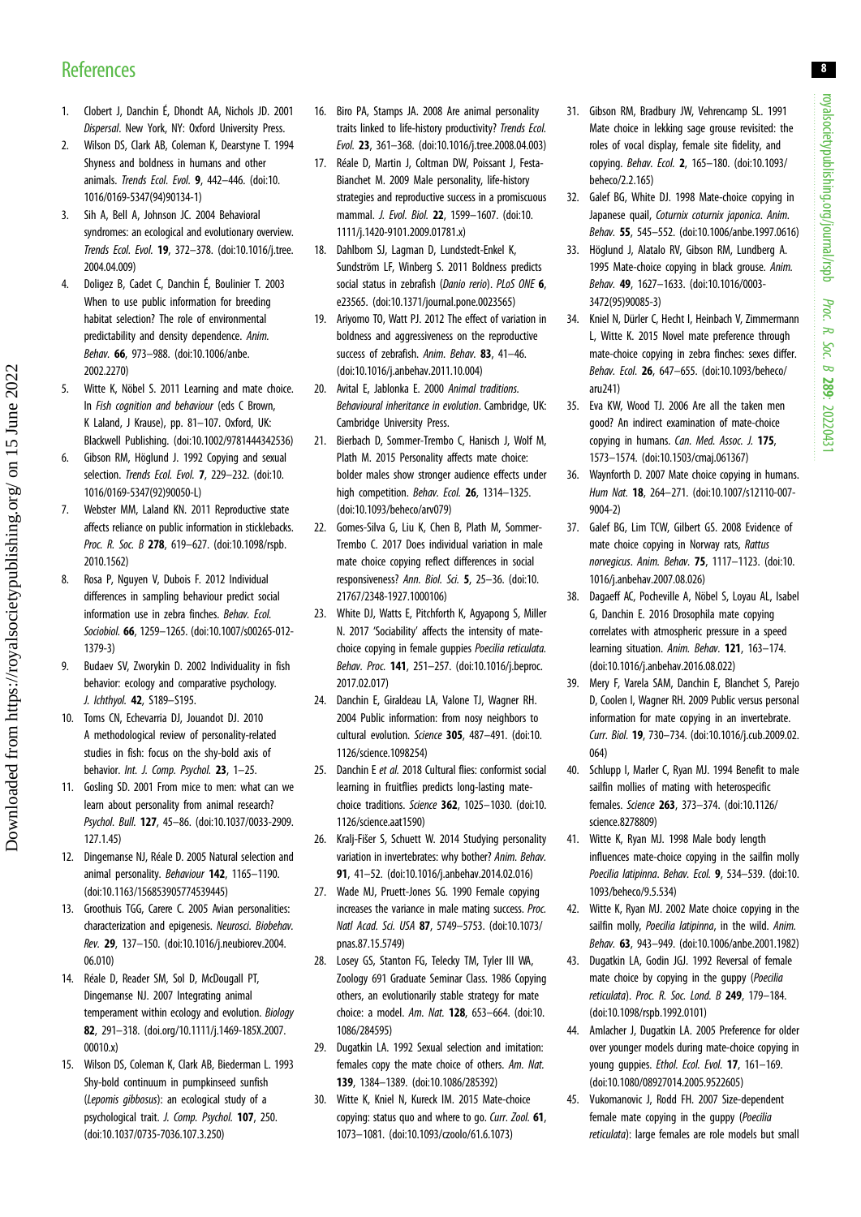# References

1. Clobert J, Danchin É, Dhondt AA, Nichols JD. 2001 *Dispersal*. New York, NY: Oxford University Press.
2. Wilson DS, Clark AB, Coleman K, Dearstyne T. 1994 Shyness and boldness in humans and other animals. *Trends Ecol. Evol.* **9**, 442–446. (doi:10.1016/0169-5347(94)90134-1)
3. Sih A, Bell A, Johnson JC. 2004 Behavioral syndromes: an ecological and evolutionary overview. *Trends Ecol. Evol.* **19**, 372–378. (doi:10.1016/j.tree.2004.04.009)
4. Doligez B, Cadet C, Danchin É, Boulinier T. 2003 When to use public information for breeding habitat selection? The role of environmental predictability and density dependence. *Anim. Behav.* **66**, 973–988. (doi:10.1006/anbe.2002.2270)
5. Witte K, Nöbel S. 2011 Learning and mate choice. In *Fish cognition and behaviour* (eds C Brown, K Laland, J Krause), pp. 81–107. Oxford, UK: Blackwell Publishing. (doi:10.1002/9781444342536)
6. Gibson RM, Höglund J. 1992 Copying and sexual selection. *Trends Ecol. Evol.* **7**, 229–232. (doi:10.1016/0169-5347(92)90050-L)
7. Webster MM, Laland KN. 2011 Reproductive state affects reliance on public information in sticklebacks. *Proc. R. Soc. B* **278**, 619–627. (doi:10.1098/rspb.2010.1562)
8. Rosa P, Nguyen V, Dubois F. 2012 Individual differences in sampling behaviour predict social information use in zebra finches. *Behav. Ecol. Sociobiol.* **66**, 1259–1265. (doi:10.1007/s00265-012-1379-3)
9. Budaev SV, Zworykin D. 2002 Individuality in fish behavior: ecology and comparative psychology. *J. Ichthyol.* **42**, S189–S195.
10. Toms CN, Echevarria DJ, Jouandot DJ. 2010 A methodological review of personality-related studies in fish: focus on the shy-bold axis of behavior. *Int. J. Comp. Psychol.* **23**, 1–25.
11. Gosling SD. 2001 From mice to men: what can we learn about personality from animal research? *Psychol. Bull.* **127**, 45–86. (doi:10.1037/0033-2909.127.1.45)
12. Dingemanse NJ, Réale D. 2005 Natural selection and animal personality. *Behaviour* **142**, 1165–1190. (doi:10.1163/156853905774539445)
13. Groothuis TGG, Carere C. 2005 Avian personalities: characterization and epigenesis. *Neurosci. Biobehav. Rev.* **29**, 137–150. (doi:10.1016/j.neubiorev.2004.06.010)
14. Réale D, Reader SM, Sol D, McDougall PT, Dingemanse NJ. 2007 Integrating animal temperament within ecology and evolution. *Biology* **82**, 291–318. (doi.org/10.1111/j.1469-185X.2007.00010.x)
15. Wilson DS, Coleman K, Clark AB, Biederman L. 1993 Shy-bold continuum in pumpkinseed sunfish (*Lepomis gibbosus*): an ecological study of a psychological trait. *J. Comp. Psychol.* **107**, 250. (doi:10.1037/0735-7036.107.3.250)
16. Biro PA, Stamps JA. 2008 Are animal personality traits linked to life-history productivity? *Trends Ecol. Evol.* **23**, 361–368. (doi:10.1016/j.tree.2008.04.003)
17. Réale D, Martin J, Coltman DW, Poissant J, Festa-Bianchet M. 2009 Male personality, life-history strategies and reproductive success in a promiscuous mammal. *J. Evol. Biol.* **22**, 1599–1607. (doi:10.1111/j.1420-9101.2009.01781.x)
18. Dahlbom SJ, Lagman D, Lundstedt-Enkel K, Sundström LF, Winberg S. 2011 Boldness predicts social status in zebrafish (*Danio rerio*). *PLoS ONE* **6**, e23565. (doi:10.1371/journal.pone.0023565)
19. Ariyomo TO, Watt PJ. 2012 The effect of variation in boldness and aggressiveness on the reproductive success of zebrafish. *Anim. Behav.* **83**, 41–46. (doi:10.1016/j.anbehav.2011.10.004)
20. Avital E, Jablonka E. 2000 *Animal traditions. Behavioural inheritance in evolution*. Cambridge, UK: Cambridge University Press.
21. Bierbach D, Sommer-Trembo C, Hanisch J, Wolf M, Plath M. 2015 Personality affects mate choice: bolder males show stronger audience effects under high competition. *Behav. Ecol.* **26**, 1314–1325. (doi:10.1093/beheco/arv079)
22. Gomes-Silva G, Liu K, Chen B, Plath M, Sommer-Trembo C. 2017 Does individual variation in male mate choice copying reflect differences in social responsiveness? *Ann. Biol. Sci.* **5**, 25–36. (doi:10.21767/2348-1927.1000106)
23. White DJ, Watts E, Pitchforth K, Agyapong S, Miller N. 2017 'Sociability' affects the intensity of mate-choice copying in female guppies *Poecilia reticulata*. *Behav. Proc.* **141**, 251–257. (doi:10.1016/j.beproc.2017.02.017)
24. Danchin E, Giraldeau LA, Valone TJ, Wagner RH. 2004 Public information: from nosy neighbors to cultural evolution. *Science* **305**, 487–491. (doi:10.1126/science.1098254)
25. Danchin E *et al.* 2018 Cultural flies: conformist social learning in fruitflies predicts long-lasting mate-choice traditions. *Science* **362**, 1025–1030. (doi:10.1126/science.aat1590)
26. Kralj-Fišer S, Schuett W. 2014 Studying personality variation in invertebrates: why bother? *Anim. Behav.* **91**, 41–52. (doi:10.1016/j.anbehav.2014.02.016)
27. Wade MJ, Pruett-Jones SG. 1990 Female copying increases the variance in male mating success. *Proc. Natl Acad. Sci. USA* **87**, 5749–5753. (doi:10.1073/pnas.87.15.5749)
28. Losey GS, Stanton FG, Telecky TM, Tyler III WA, Zoology 691 Graduate Seminar Class. 1986 Copying others, an evolutionarily stable strategy for mate choice: a model. *Am. Nat.* **128**, 653–664. (doi:10.1086/284595)
29. Dugatkin LA. 1992 Sexual selection and imitation: females copy the mate choice of others. *Am. Nat.* **139**, 1384–1389. (doi:10.1086/285392)
30. Witte K, Kniel N, Kureck IM. 2015 Mate-choice copying: status quo and where to go. *Curr. Zool.* **61**, 1073–1081. (doi:10.1093/czoolo/61.6.1073)
31. Gibson RM, Bradbury JW, Vehrencamp SL. 1991 Mate choice in lekking sage grouse revisited: the roles of vocal display, female site fidelity, and copying. *Behav. Ecol.* **2**, 165–180. (doi:10.1093/beheco/2.2.165)
32. Galef BG, White DJ. 1998 Mate-choice copying in Japanese quail, *Coturnix coturnix japonica*. *Anim. Behav.* **55**, 545–552. (doi:10.1006/anbe.1997.0616)
33. Höglund J, Alatalo RV, Gibson RM, Lundberg A. 1995 Mate-choice copying in black grouse. *Anim. Behav.* **49**, 1627–1633. (doi:10.1016/0003-3472(95)90085-3)
34. Kniel N, Dürler C, Hecht I, Heinbach V, Zimmermann L, Witte K. 2015 Novel mate preference through mate-choice copying in zebra finches: sexes differ. *Behav. Ecol.* **26**, 647–655. (doi:10.1093/beheco/aru241)
35. Eva KW, Wood TJ. 2006 Are all the taken men good? An indirect examination of mate-choice copying in humans. *Can. Med. Assoc. J.* **175**, 1573–1574. (doi:10.1503/cmaj.061367)
36. Waynforth D. 2007 Mate choice copying in humans. *Hum Nat.* **18**, 264–271. (doi:10.1007/s12110-007-9004-2)
37. Galef BG, Lim TCW, Gilbert GS. 2008 Evidence of mate choice copying in Norway rats, *Rattus norvegicus*. *Anim. Behav.* **75**, 1117–1123. (doi:10.1016/j.anbehav.2007.08.026)
38. Dagaeff AC, Pocheville A, Nöbel S, Loyau AL, Isabel G, Danchin E. 2016 Drosophila mate copying correlates with atmospheric pressure in a speed learning situation. *Anim. Behav.* **121**, 163–174. (doi:10.1016/j.anbehav.2016.08.022)
39. Mery F, Varela SAM, Danchin E, Blanchet S, Parejo D, Coolen I, Wagner RH. 2009 Public versus personal information for mate copying in an invertebrate. *Curr. Biol.* **19**, 730–734. (doi:10.1016/j.cub.2009.02.064)
40. Schlupp I, Marler C, Ryan MJ. 1994 Benefit to male sailfin mollies of mating with heterospecific females. *Science* **263**, 373–374. (doi:10.1126/science.8278809)
41. Witte K, Ryan MJ. 1998 Male body length influences mate-choice copying in the sailfin molly *Poecilia latipinna*. *Behav. Ecol.* **9**, 534–539. (doi:10.1093/beheco/9.5.534)
42. Witte K, Ryan MJ. 2002 Mate choice copying in the sailfin molly, *Poecilia latipinna*, in the wild. *Anim. Behav.* **63**, 943–949. (doi:10.1006/anbe.2001.1982)
43. Dugatkin LA, Godin JGJ. 1992 Reversal of female mate choice by copying in the guppy (*Poecilia reticulata*). *Proc. R. Soc. Lond. B* **249**, 179–184. (doi:10.1098/rspb.1992.0101)
44. Amlacher J, Dugatkin LA. 2005 Preference for older over younger models during mate-choice copying in young guppies. *Ethol. Ecol. Evol.* **17**, 161–169. (doi:10.1080/08927014.2005.9522605)
45. Vukomanovic J, Rodd FH. 2007 Size-dependent female mate copying in the guppy (*Poecilia reticulata*): large females are role models but small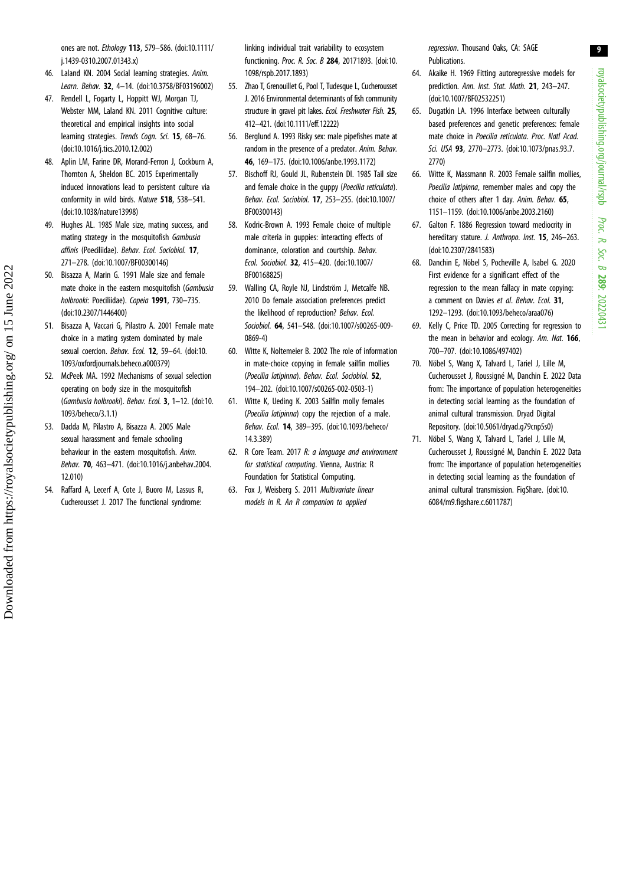ones are not. *Ethology* **113**, 579–586. (doi:10.1111/j.1439-0310.2007.01343.x)

46. Laland KN. 2004 Social learning strategies. *Anim. Learn. Behav.* **32**, 4–14. (doi:10.3758/BF03196002)
47. Rendell L, Fogarty L, Hoppitt WJ, Morgan TJ, Webster MM, Laland KN. 2011 Cognitive culture: theoretical and empirical insights into social learning strategies. *Trends Cogn. Sci.* **15**, 68–76. (doi:10.1016/j.tics.2010.12.002)
48. Aplin LM, Farine DR, Morand-Ferron J, Cockburn A, Thornton A, Sheldon BC. 2015 Experimentally induced innovations lead to persistent culture via conformity in wild birds. *Nature* **518**, 538–541. (doi:10.1038/nature13998)
49. Hughes AL. 1985 Male size, mating success, and mating strategy in the mosquitofish *Gambusia affinis* (Poeciliidae). *Behav. Ecol. Sociobiol.* **17**, 271–278. (doi:10.1007/BF00300146)
50. Bisazza A, Marin G. 1991 Male size and female mate choice in the eastern mosquitofish (*Gambusia holbrooki*: Poeciliidae). *Copeia* **1991**, 730–735. (doi:10.2307/1446400)
51. Bisazza A, Vaccari G, Pilastro A. 2001 Female mate choice in a mating system dominated by male sexual coercion. *Behav. Ecol.* **12**, 59–64. (doi:10.1093/oxfordjournals.beheco.a000379)
52. McPeek MA. 1992 Mechanisms of sexual selection operating on body size in the mosquitofish (*Gambusia holbrooki*). *Behav. Ecol.* **3**, 1–12. (doi:10.1093/beheco/3.1.1)
53. Dadda M, Pilastro A, Bisazza A. 2005 Male sexual harassment and female schooling behaviour in the eastern mosquitofish. *Anim. Behav.* **70**, 463–471. (doi:10.1016/j.anbehav.2004.12.010)
54. Raffard A, Lecerf A, Cote J, Buoro M, Lassus R, Cucherousset J. 2017 The functional syndrome: linking individual trait variability to ecosystem functioning. *Proc. R. Soc. B* **284**, 20171893. (doi:10.1098/rspb.2017.1893)
55. Zhao T, Grenouillet G, Pool T, Tudesque L, Cucherousset J. 2016 Environmental determinants of fish community structure in gravel pit lakes. *Ecol. Freshwater Fish.* **25**, 412–421. (doi:10.1111/eff.12222)
56. Berglund A. 1993 Risky sex: male pipefishes mate at random in the presence of a predator. *Anim. Behav.* **46**, 169–175. (doi:10.1006/anbe.1993.1172)
57. Bischoff RJ, Gould JL, Rubenstein DI. 1985 Tail size and female choice in the guppy (*Poecilia reticulata*). *Behav. Ecol. Sociobiol.* **17**, 253–255. (doi:10.1007/BF00300143)
58. Kodric-Brown A. 1993 Female choice of multiple male criteria in guppies: interacting effects of dominance, coloration and courtship. *Behav. Ecol. Sociobiol.* **32**, 415–420. (doi:10.1007/BF00168825)
59. Walling CA, Royle NJ, Lindström J, Metcalfe NB. 2010 Do female association preferences predict the likelihood of reproduction? *Behav. Ecol. Sociobiol.* **64**, 541–548. (doi:10.1007/s00265-009-0869-4)
60. Witte K, Noltemeier B. 2002 The role of information in mate-choice copying in female sailfin mollies (*Poecilia latipinna*). *Behav. Ecol. Sociobiol.* **52**, 194–202. (doi:10.1007/s00265-002-0503-1)
61. Witte K, Ueding K. 2003 Sailfin molly females (*Poecilia latipinna*) copy the rejection of a male. *Behav. Ecol.* **14**, 389–395. (doi:10.1093/beheco/14.3.389)
62. R Core Team. 2017 *R: a language and environment for statistical computing*. Vienna, Austria: R Foundation for Statistical Computing.
63. Fox J, Weisberg S. 2011 *Multivariate linear models in R. An R companion to applied regression*. Thousand Oaks, CA: SAGE Publications.
64. Akaike H. 1969 Fitting autoregressive models for prediction. *Ann. Inst. Stat. Math.* **21**, 243–247. (doi:10.1007/BF02532251)
65. Dugatkin LA. 1996 Interface between culturally based preferences and genetic preferences: female mate choice in *Poecilia reticulata*. *Proc. Natl Acad. Sci. USA* **93**, 2770–2773. (doi:10.1073/pnas.93.7.2770)
66. Witte K, Massmann R. 2003 Female sailfin mollies, *Poecilia latipinna*, remember males and copy the choice of others after 1 day. *Anim. Behav.* **65**, 1151–1159. (doi:10.1006/anbe.2003.2160)
67. Galton F. 1886 Regression toward mediocrity in hereditary stature. *J. Anthropo. Inst.* **15**, 246–263. (doi:10.2307/2841583)
68. Danchin E, Nöbel S, Pocheville A, Isabel G. 2020 First evidence for a significant effect of the regression to the mean fallacy in mate copying: a comment on Davies *et al*. *Behav. Ecol.* **31**, 1292–1293. (doi:10.1093/beheco/araa076)
69. Kelly C, Price TD. 2005 Correcting for regression to the mean in behavior and ecology. *Am. Nat.* **166**, 700–707. (doi:10.1086/497402)
70. Nöbel S, Wang X, Talvard L, Tariel J, Lille M, Cucherousset J, Roussigné M, Danchin E. 2022 Data from: The importance of population heterogeneities in detecting social learning as the foundation of animal cultural transmission. Dryad Digital Repository. (doi:10.5061/dryad.g79cnp5s0)
71. Nöbel S, Wang X, Talvard L, Tariel J, Lille M, Cucherousset J, Roussigné M, Danchin E. 2022 Data from: The importance of population heterogeneities in detecting social learning as the foundation of animal cultural transmission. FigShare. (doi:10.6084/m9.figshare.c.6011787)